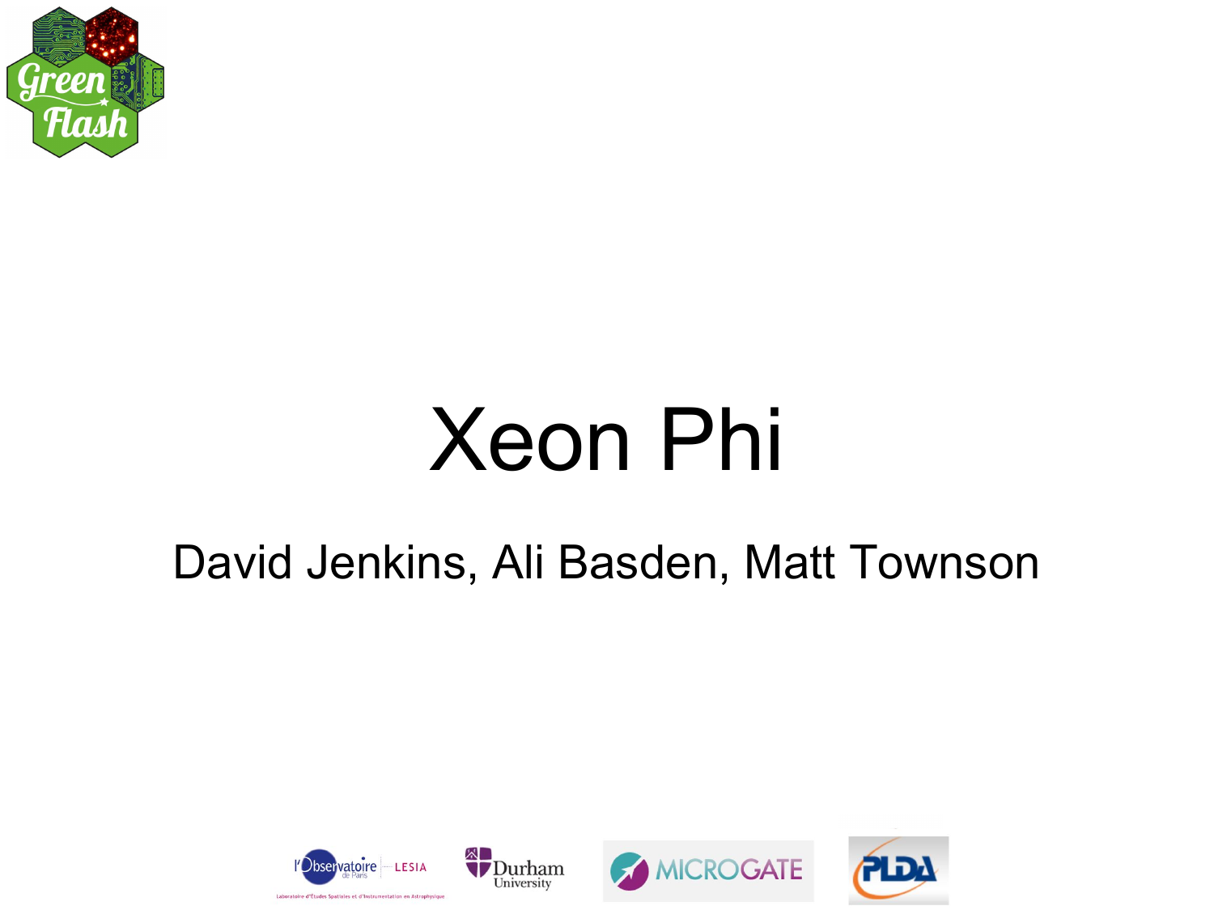# Xeon Phi

David Jenkins, Ali Basden, Matt Townson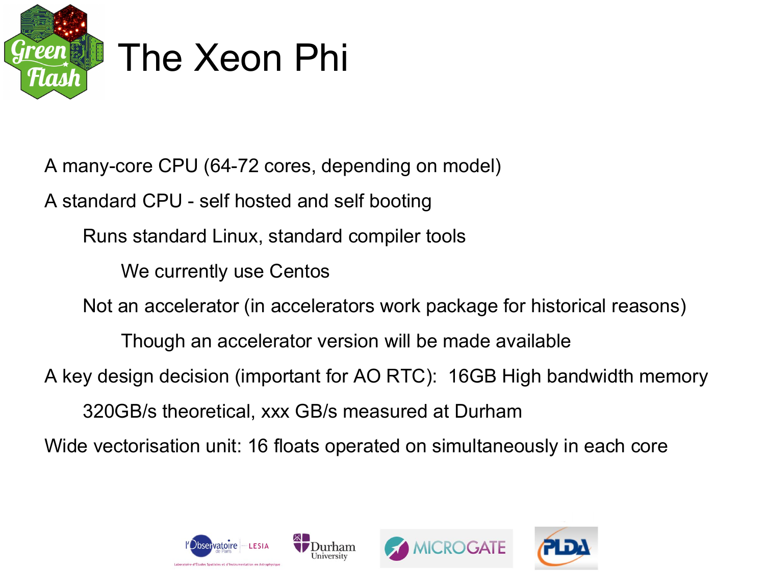# The Xeon Phi

- A many-core CPU (64-72 cores, depending on model)
- A standard CPU - self hosted and self booting
  - Runs standard Linux, standard compiler tools
    - We currently use Centos
  - Not an accelerator (in accelerators work package for historical reasons)
    - Though an accelerator version will be made available
- A key design decision (important for AO RTC): 16GB High bandwidth memory
  - 320GB/s theoretical, xxx GB/s measured at Durham
- Wide vectorisation unit: 16 floats operated on simultaneously in each core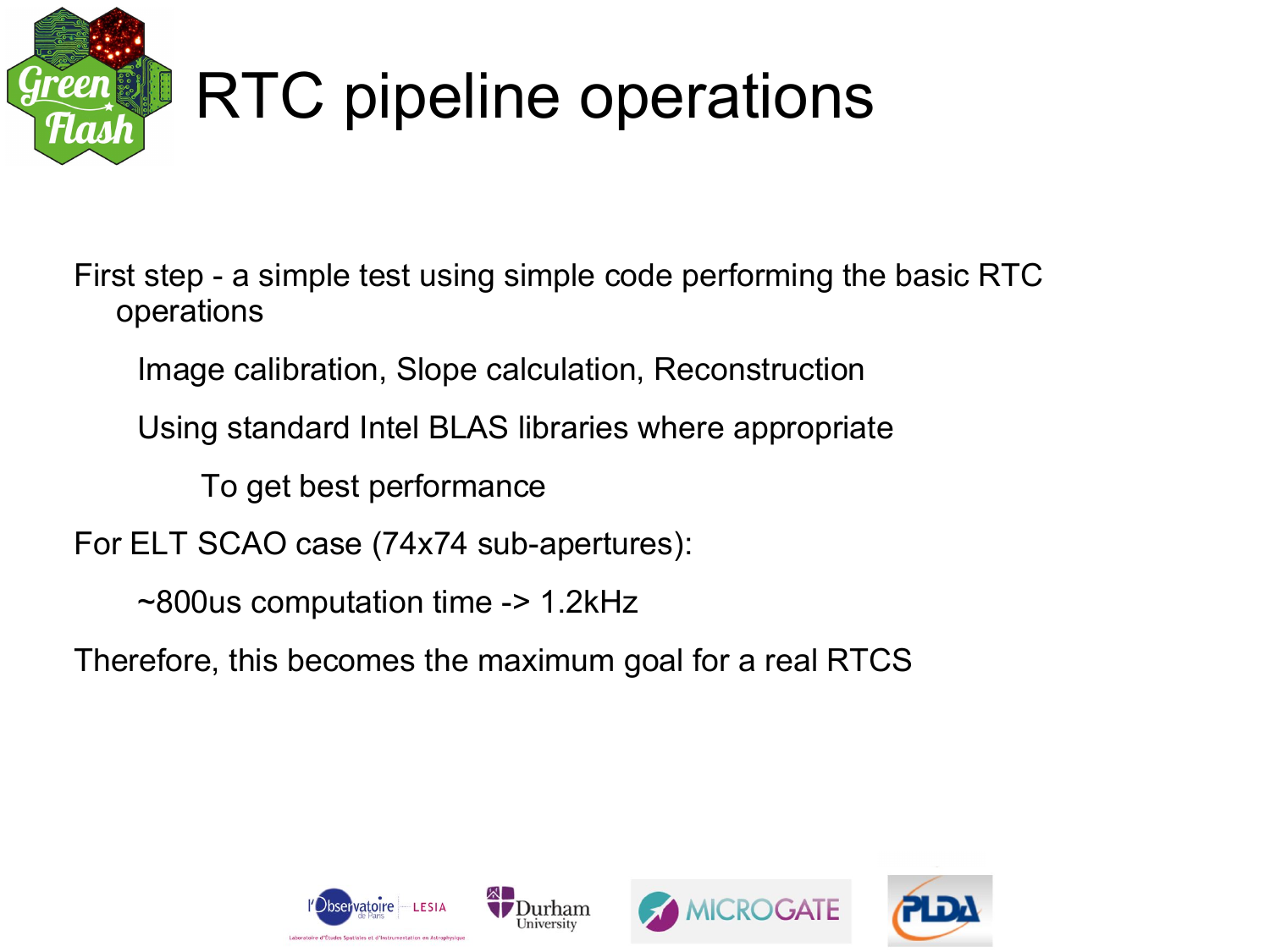# RTC pipeline operations

- First step - a simple test using simple code performing the basic RTC operations
  - Image calibration, Slope calculation, Reconstruction
  - Using standard Intel BLAS libraries where appropriate
    - To get best performance
- For ELT SCAO case (74x74 sub-apertures):
  - ~800us computation time -> 1.2kHz
- Therefore, this becomes the maximum goal for a real RTCS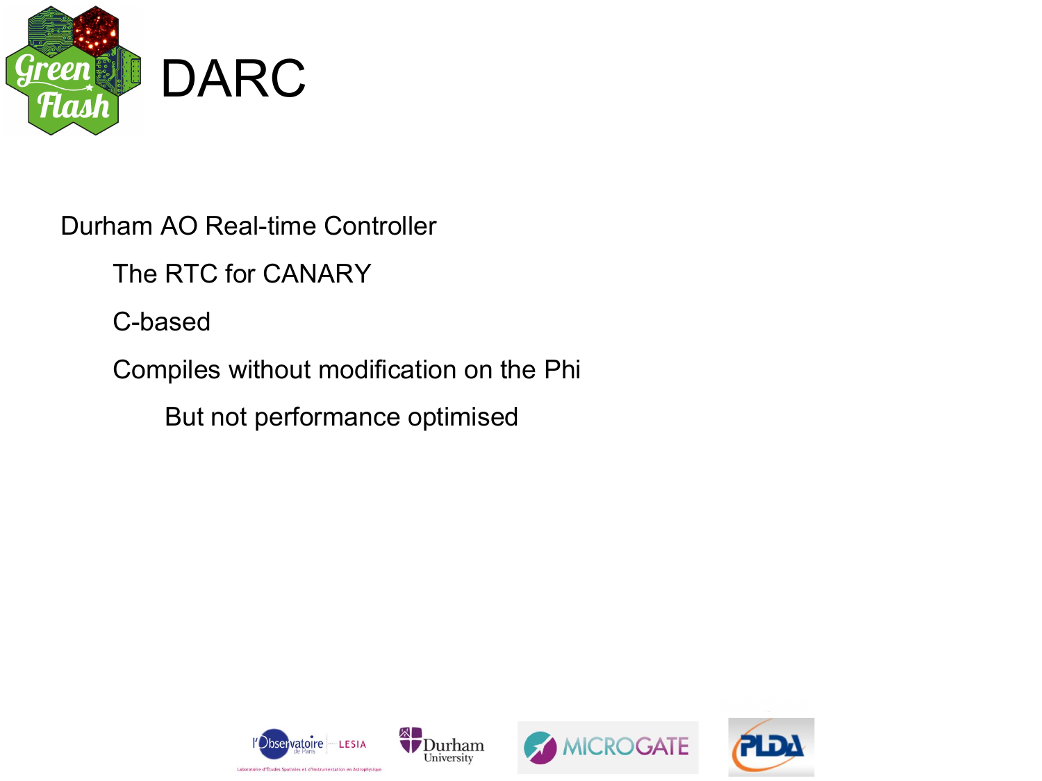# DARC

- Durham AO Real-time Controller
  - The RTC for CANARY
  - C-based
  - Compiles without modification on the Phi
    - But not performance optimised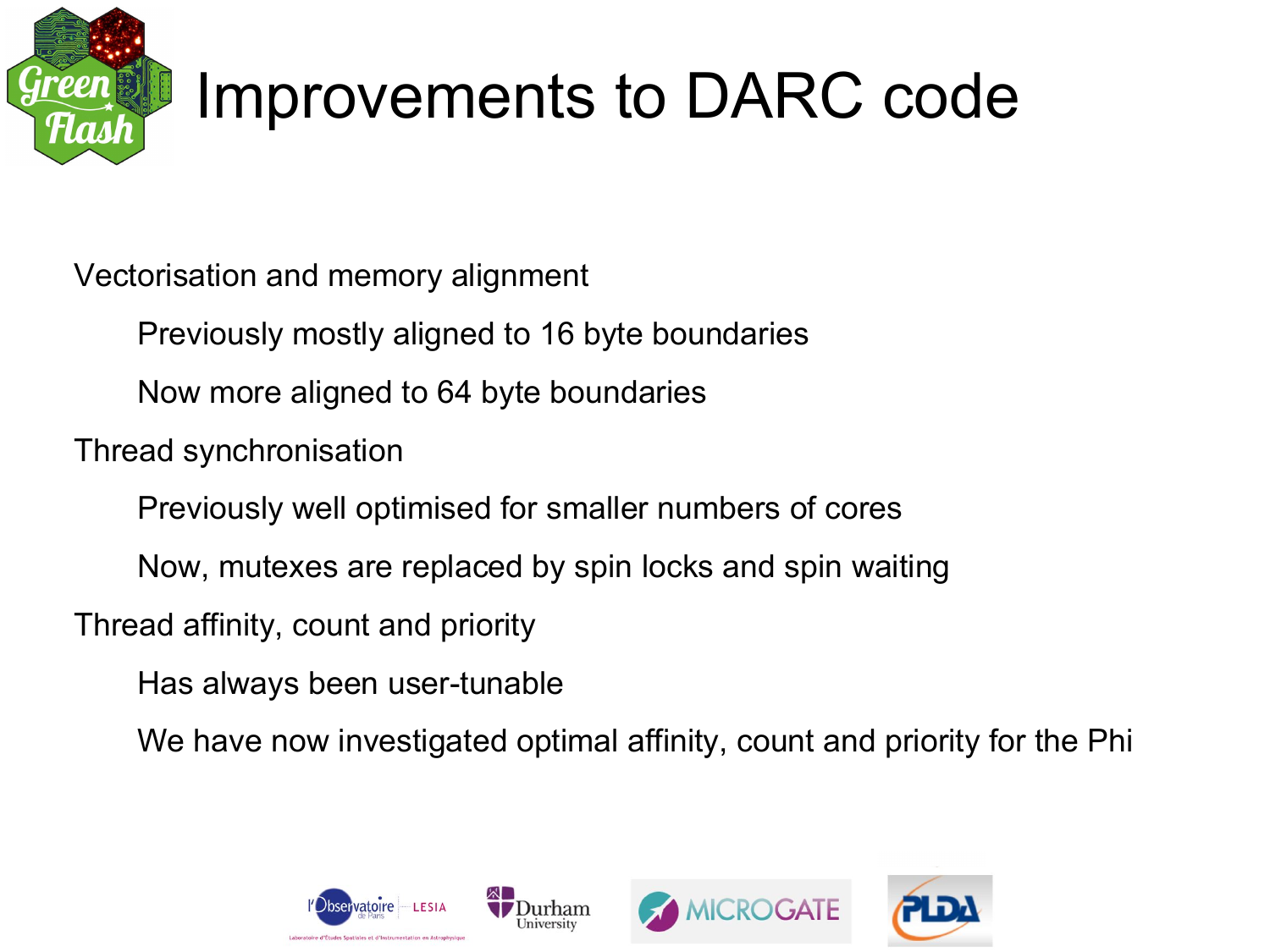# Improvements to DARC code

- Vectorisation and memory alignment
  - Previously mostly aligned to 16 byte boundaries
  - Now more aligned to 64 byte boundaries
- Thread synchronisation
  - Previously well optimised for smaller numbers of cores
  - Now, mutexes are replaced by spin locks and spin waiting
- Thread affinity, count and priority
  - Has always been user-tunable
  - We have now investigated optimal affinity, count and priority for the Phi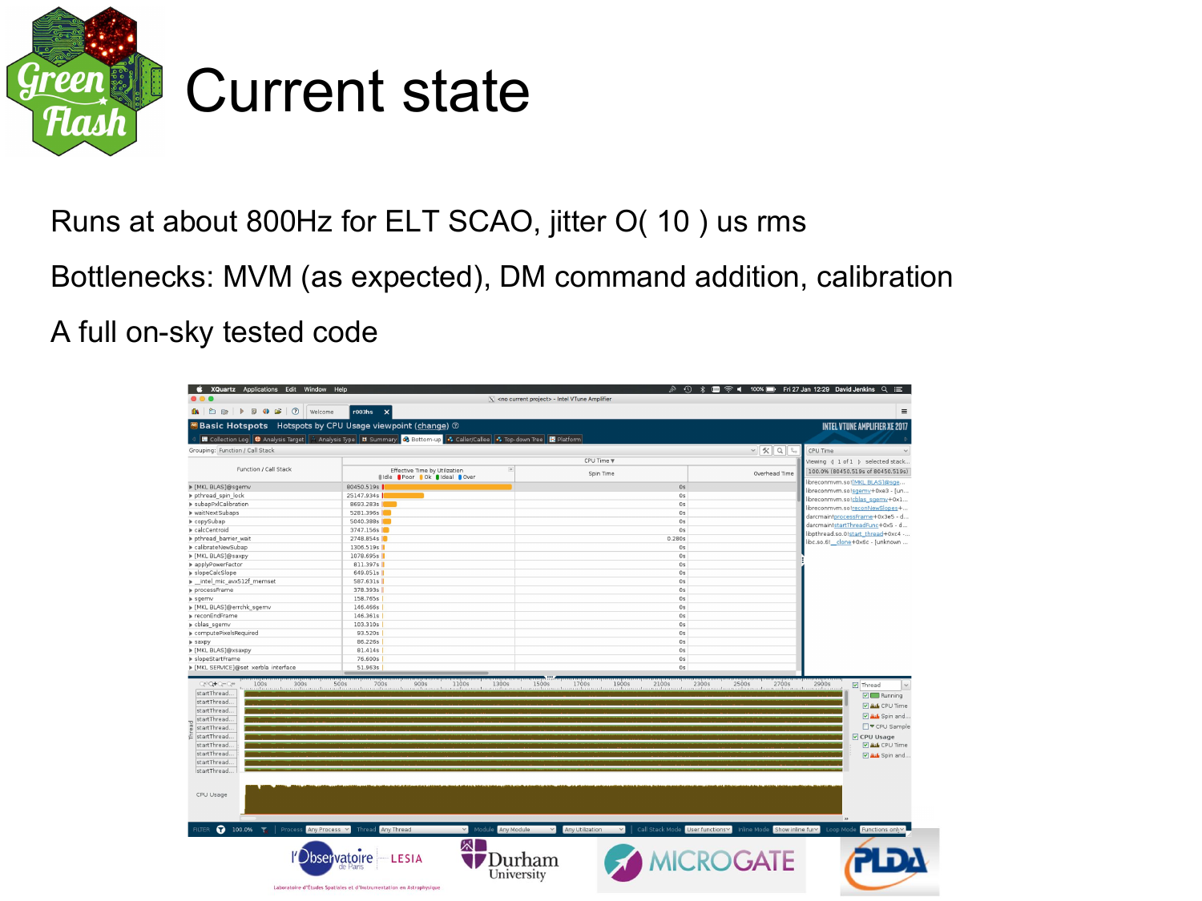# Current state

Runs at about 800Hz for ELT SCAO, jitter O( 10 ) us rms

Bottlenecks: MVM (as expected), DM command addition, calibration

A full on-sky tested code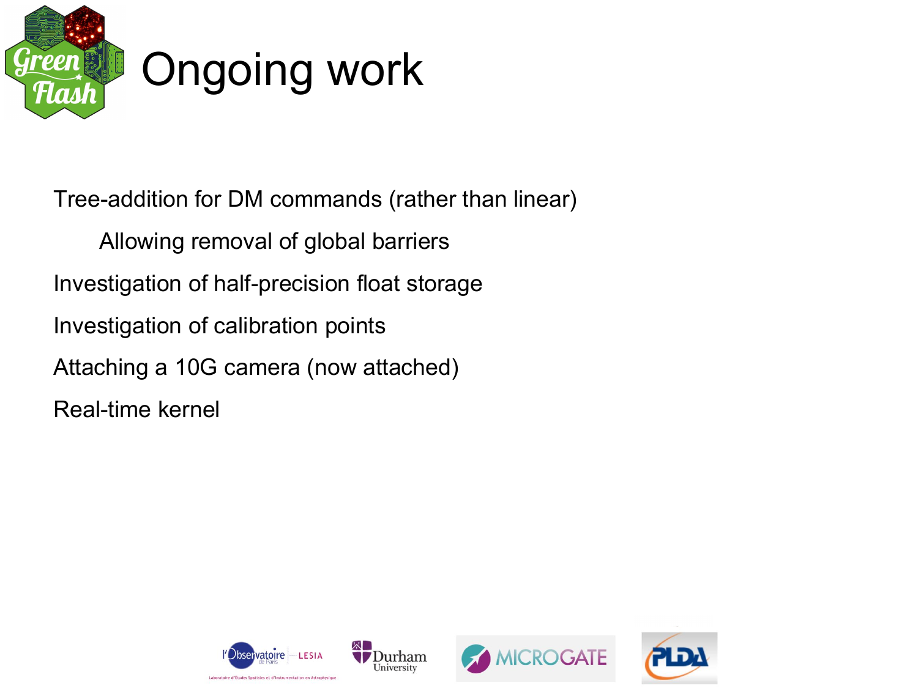# Ongoing work

- Tree-addition for DM commands (rather than linear)
  - Allowing removal of global barriers
- Investigation of half-precision float storage
- Investigation of calibration points
- Attaching a 10G camera (now attached)
- Real-time kernel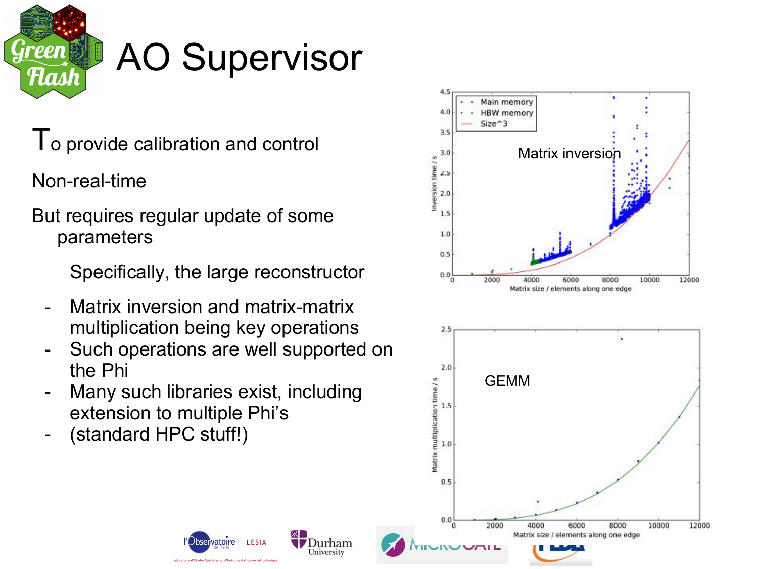# AO Supervisor

To provide calibration and control

Non-real-time

But requires regular update of some parameters

Specifically, the large reconstructor

- Matrix inversion and matrix-matrix multiplication being key operations
- Such operations are well supported on the Phi
- Many such libraries exist, including extension to multiple Phi's
- (standard HPC stuff!)

Matrix inversion

GEMM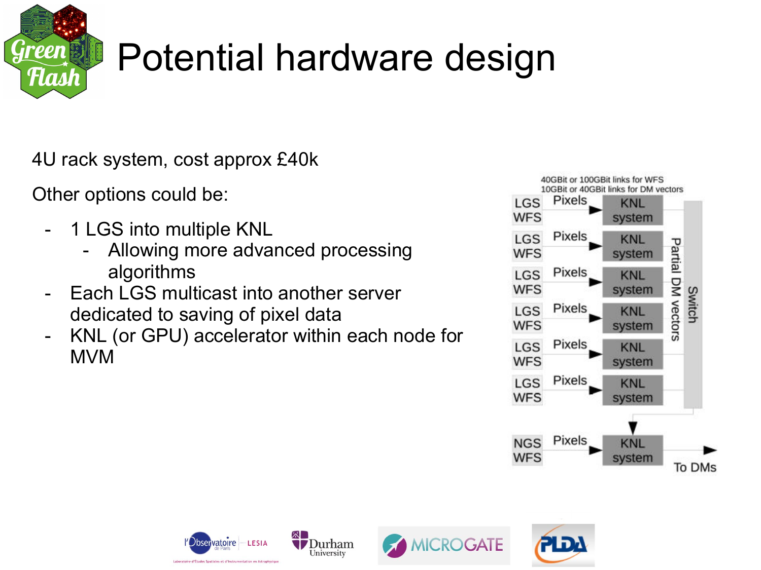# Potential hardware design

4U rack system, cost approx £40k

Other options could be:

- 1 LGS into multiple KNL
  - Allowing more advanced processing algorithms
- Each LGS multicast into another server dedicated to saving of pixel data
- KNL (or GPU) accelerator within each node for MVM

40GBit or 100GBit links for WFS
10GBit or 40GBit links for DM vectors

LGS WFS → Pixels → KNL system
LGS WFS → Pixels → KNL system
LGS WFS → Pixels → KNL system
LGS WFS → Pixels → KNL system
LGS WFS → Pixels → KNL system
LGS WFS → Pixels → KNL system

Partial DM vectors → Switch

NGS WFS → Pixels → KNL system → To DMs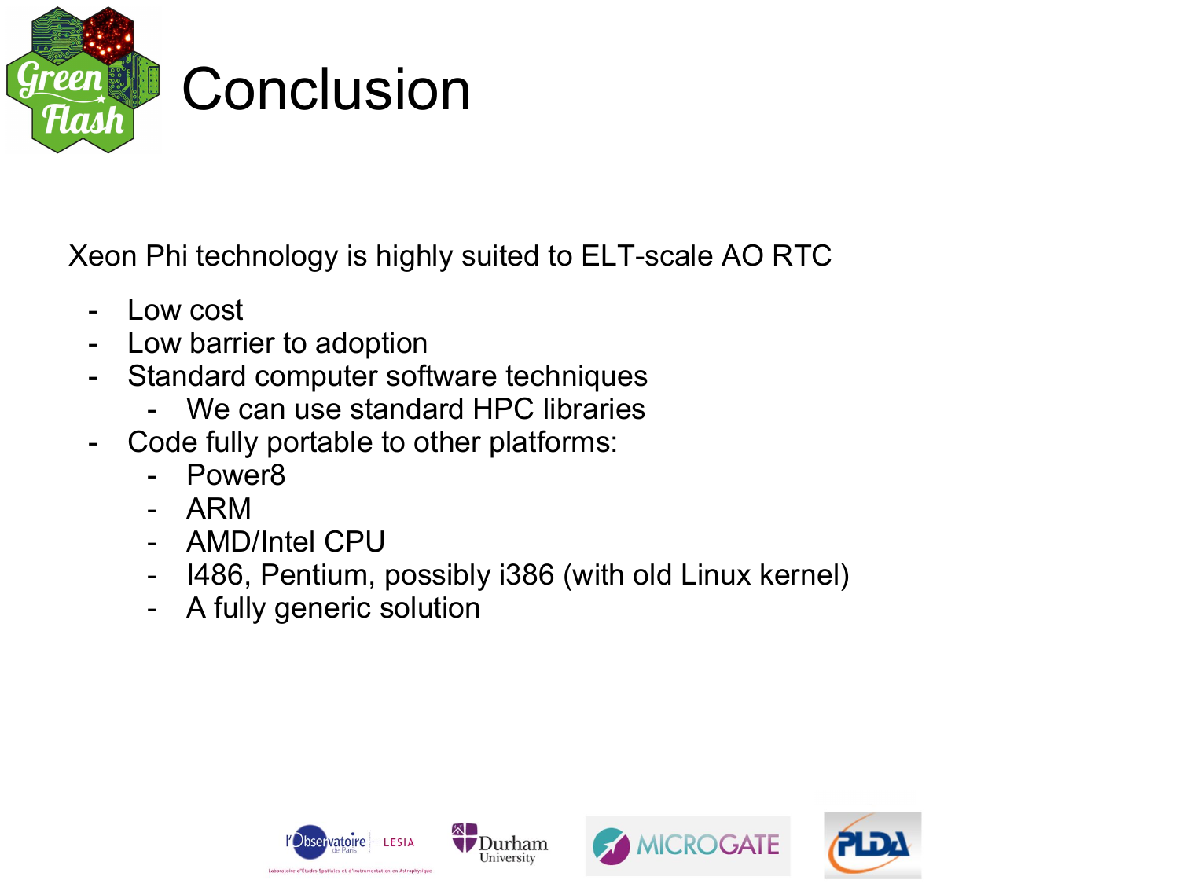# Conclusion

Xeon Phi technology is highly suited to ELT-scale AO RTC

- Low cost
- Low barrier to adoption
- Standard computer software techniques
  - We can use standard HPC libraries
- Code fully portable to other platforms:
  - Power8
  - ARM
  - AMD/Intel CPU
  - I486, Pentium, possibly i386 (with old Linux kernel)
  - A fully generic solution